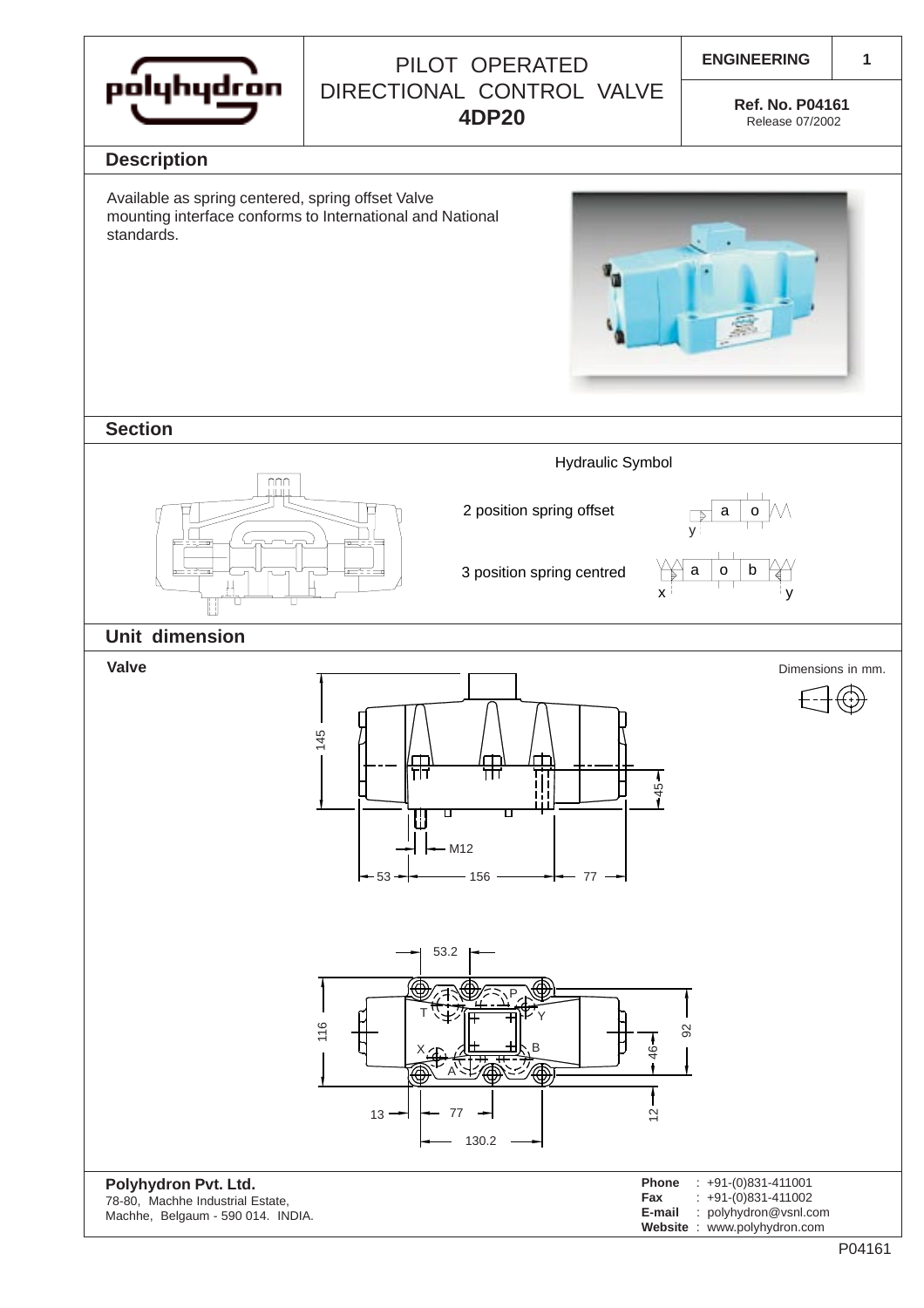# PILOT OPERATED DIRECTIONAL CONTROL VALVE 4DP20

**ENGINEERING** | **1**

**Ref. No. P04161**
Release 07/2002

## Description

Available as spring centered, spring offset Valve mounting interface conforms to International and National standards.

## Section

Hydraulic Symbol

2 position spring offset

3 position spring centred

## Unit dimension

**Valve**

Dimensions in mm.

**Polyhydron Pvt. Ltd.**
78-80, Machhe Industrial Estate,
Machhe, Belgaum - 590 014. INDIA.

**Phone** : +91-(0)831-411001
**Fax** : +91-(0)831-411002
**E-mail** : polyhydron@vsnl.com
**Website** : www.polyhydron.com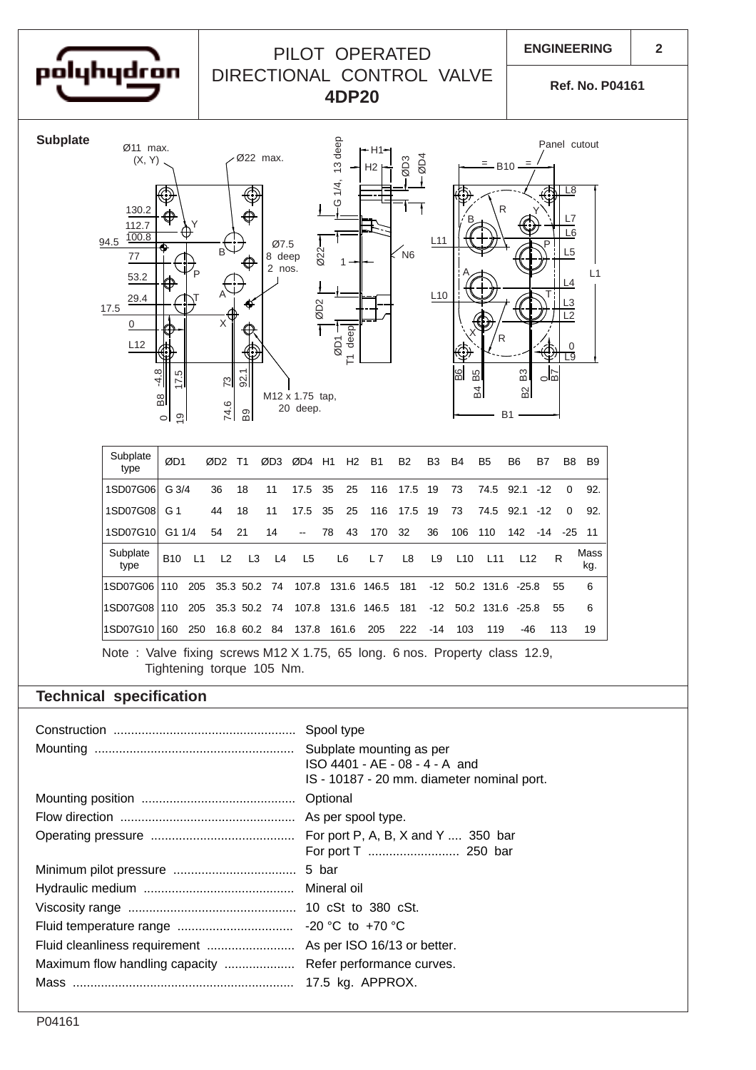# PILOT OPERATED DIRECTIONAL CONTROL VALVE **4DP20**

**ENGINEERING** | **Ref. No. P04161**

## Subplate

Ø11 max. (X, Y) — Ø22 max. — Ø7.5 8 deep 2 nos. — M12 x 1.75 tap, 20 deep. — G 1/4, 13 deep — Panel cutout

| Subplate type | ØD1 | ØD2 | T1 | ØD3 | ØD4 | H1 | H2 | B1 | B2 | B3 | B4 | B5 | B6 | B7 | B8 | B9 |
|---|---|---|---|---|---|---|---|---|---|---|---|---|---|---|---|---|
| 1SD07G06 | G 3/4 | 36 | 18 | 11 | 17.5 | 35 | 25 | 116 | 17.5 | 19 | 73 | 74.5 | 92.1 | -12 | 0 | 92. |
| 1SD07G08 | G 1 | 44 | 18 | 11 | 17.5 | 35 | 25 | 116 | 17.5 | 19 | 73 | 74.5 | 92.1 | -12 | 0 | 92. |
| 1SD07G10 | G1 1/4 | 54 | 21 | 14 | -- | 78 | 43 | 170 | 32 | 36 | 106 | 110 | 142 | -14 | -25 | 11 |

| Subplate type | B10 | L1 | L2 | L3 | L4 | L5 | L6 | L 7 | L8 | L9 | L10 | L11 | L12 | R | Mass kg. |
|---|---|---|---|---|---|---|---|---|---|---|---|---|---|---|---|
| 1SD07G06 | 110 | 205 | 35.3 | 50.2 | 74 | 107.8 | 131.6 | 146.5 | 181 | -12 | 50.2 | 131.6 | -25.8 | 55 | 6 |
| 1SD07G08 | 110 | 205 | 35.3 | 50.2 | 74 | 107.8 | 131.6 | 146.5 | 181 | -12 | 50.2 | 131.6 | -25.8 | 55 | 6 |
| 1SD07G10 | 160 | 250 | 16.8 | 60.2 | 84 | 137.8 | 161.6 | 205 | 222 | -14 | 103 | 119 | -46 | 113 | 19 |

Note : Valve fixing screws M12 X 1.75, 65 long. 6 nos. Property class 12.9, Tightening torque 105 Nm.

## Technical specification

| | |
|---|---|
| Construction | Spool type |
| Mounting | Subplate mounting as per ISO 4401 - AE - 08 - 4 - A and IS - 10187 - 20 mm. diameter nominal port. |
| Mounting position | Optional |
| Flow direction | As per spool type. |
| Operating pressure | For port P, A, B, X and Y .... 350 bar<br>For port T .......................... 250 bar |
| Minimum pilot pressure | 5 bar |
| Hydraulic medium | Mineral oil |
| Viscosity range | 10 cSt to 380 cSt. |
| Fluid temperature range | -20 °C to +70 °C |
| Fluid cleanliness requirement | As per ISO 16/13 or better. |
| Maximum flow handling capacity | Refer performance curves. |
| Mass | 17.5 kg. APPROX. |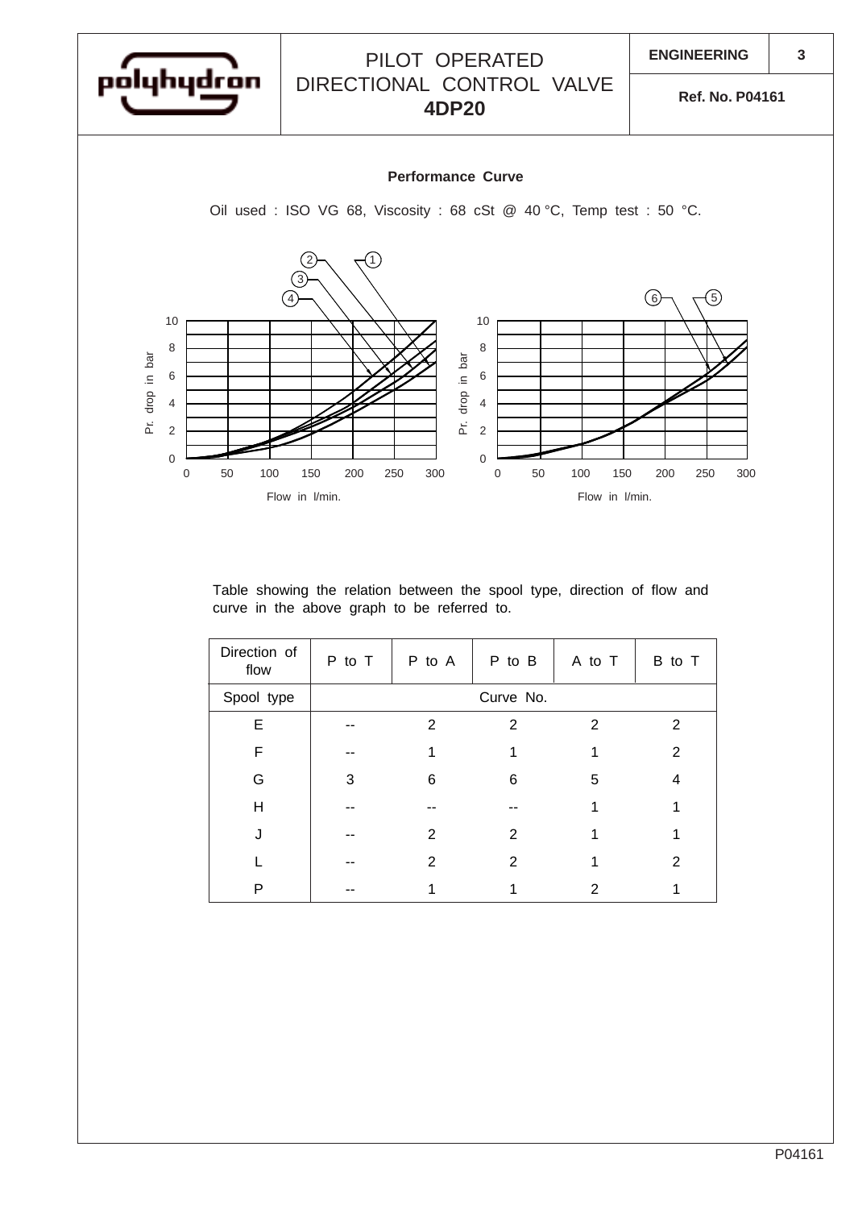## Performance Curve

Oil used : ISO VG 68, Viscosity : 68 cSt @ 40 °C, Temp test : 50 °C.

Table showing the relation between the spool type, direction of flow and curve in the above graph to be referred to.

| Direction of flow | P to T | P to A | P to B | A to T | B to T |
|---|---|---|---|---|---|
| Spool type | Curve No. | | | | |
| E | -- | 2 | 2 | 2 | 2 |
| F | -- | 1 | 1 | 1 | 2 |
| G | 3 | 6 | 6 | 5 | 4 |
| H | -- | -- | -- | 1 | 1 |
| J | -- | 2 | 2 | 1 | 1 |
| L | -- | 2 | 2 | 1 | 2 |
| P | -- | 1 | 1 | 2 | 1 |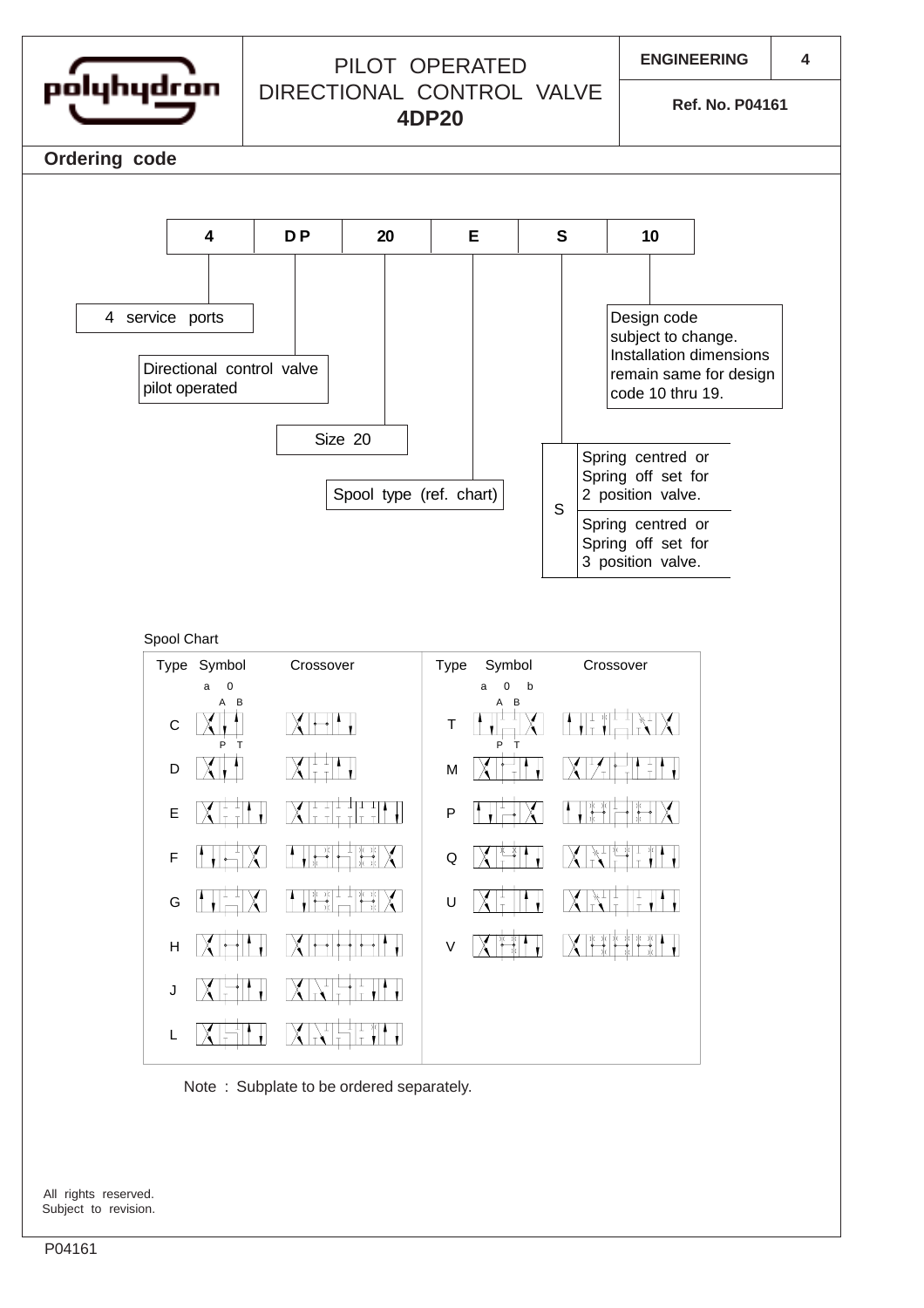PILOT OPERATED DIRECTIONAL CONTROL VALVE **4DP20**

**ENGINEERING** | **4**

**Ref. No. P04161**

## Ordering code

| 4 | D P | 20 | E | S | 10 |
|---|---|---|---|---|---|

- **4** — 4 service ports
- **D P** — Directional control valve pilot operated
- **20** — Size 20
- **E** — Spool type (ref. chart)
- **S** — Spring centred or Spring off set for 2 position valve. / Spring centred or Spring off set for 3 position valve.
- **10** — Design code subject to change. Installation dimensions remain same for design code 10 thru 19.

Spool Chart

| Type | Symbol | Crossover | Type | Symbol | Crossover |
|---|---|---|---|---|---|
| C | | | T | | |
| D | | | M | | |
| E | | | P | | |
| F | | | Q | | |
| G | | | U | | |
| H | | | V | | |
| J | | | | | |
| L | | | | | |

Note : Subplate to be ordered separately.

All rights reserved.
Subject to revision.